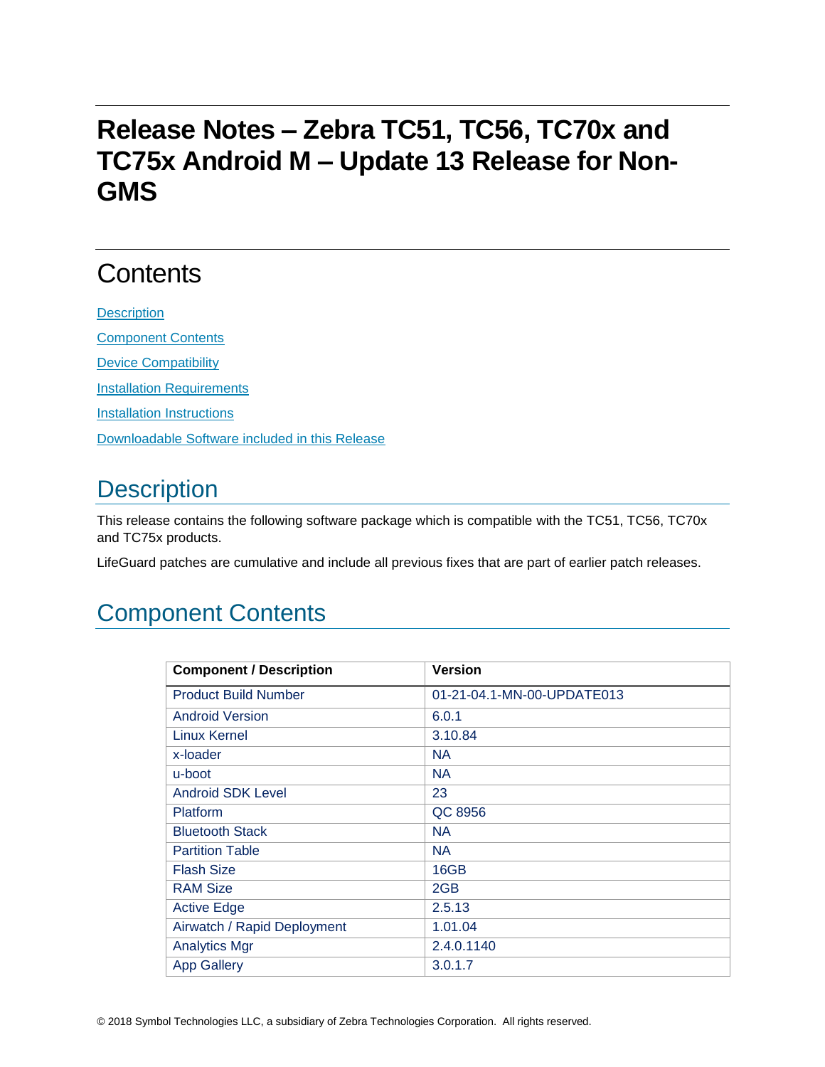# Release Notes – Zebra TC51, TC56, TC70x and TC75x Android M – Update 13 Release for Non-GMS

## Contents

Description

Component Contents

Device Compatibility

Installation Requirements

Installation Instructions

Downloadable Software included in this Release

## Description

This release contains the following software package which is compatible with the TC51, TC56, TC70x and TC75x products.

LifeGuard patches are cumulative and include all previous fixes that are part of earlier patch releases.

## Component Contents

| Component / Description | Version |
| --- | --- |
| Product Build Number | 01-21-04.1-MN-00-UPDATE013 |
| Android Version | 6.0.1 |
| Linux Kernel | 3.10.84 |
| x-loader | NA |
| u-boot | NA |
| Android SDK Level | 23 |
| Platform | QC 8956 |
| Bluetooth Stack | NA |
| Partition Table | NA |
| Flash Size | 16GB |
| RAM Size | 2GB |
| Active Edge | 2.5.13 |
| Airwatch / Rapid Deployment | 1.01.04 |
| Analytics Mgr | 2.4.0.1140 |
| App Gallery | 3.0.1.7 |

© 2018 Symbol Technologies LLC, a subsidiary of Zebra Technologies Corporation. All rights reserved.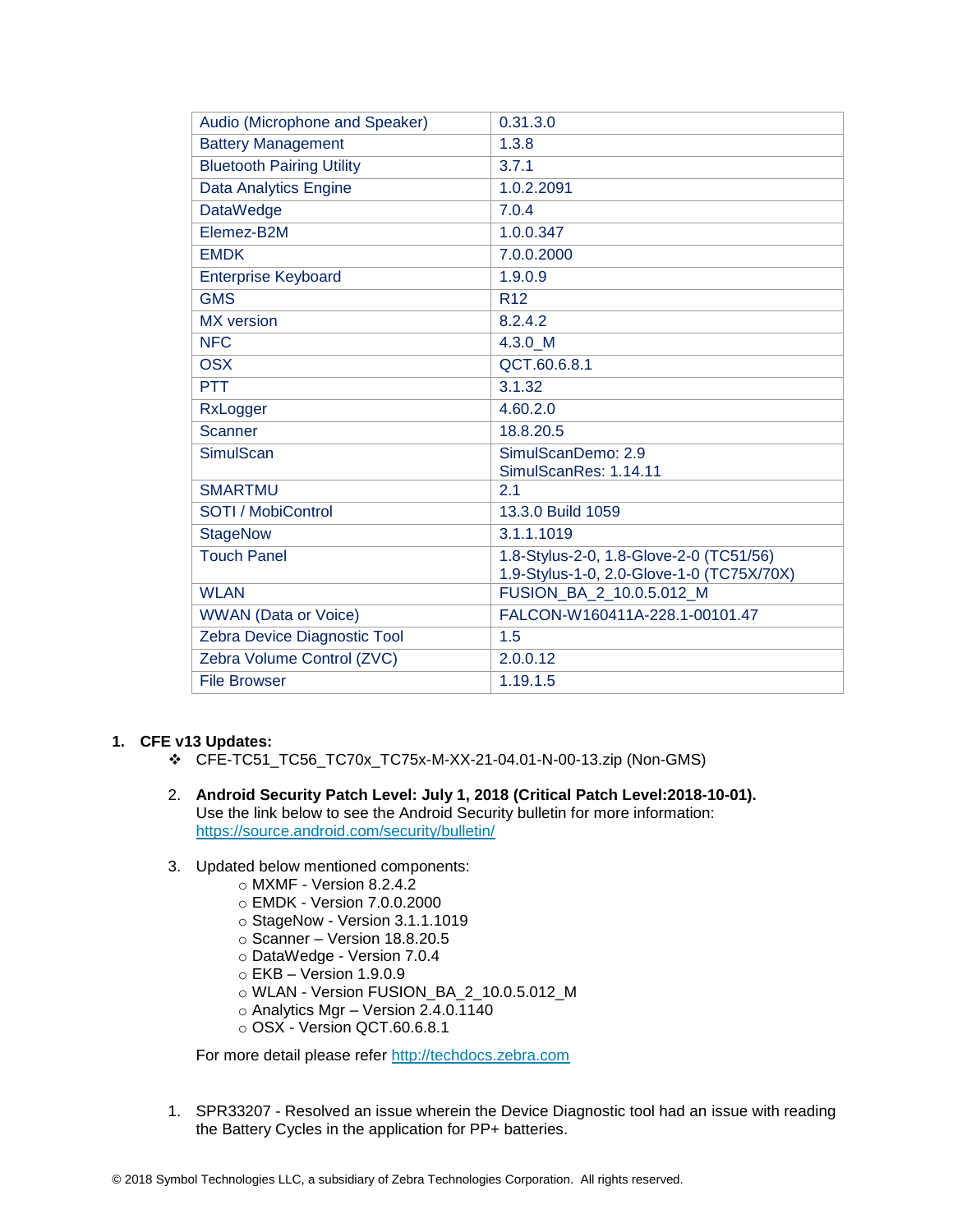| Audio (Microphone and Speaker) | 0.31.3.0 |
|---|---|
| Battery Management | 1.3.8 |
| Bluetooth Pairing Utility | 3.7.1 |
| Data Analytics Engine | 1.0.2.2091 |
| DataWedge | 7.0.4 |
| Elemez-B2M | 1.0.0.347 |
| EMDK | 7.0.0.2000 |
| Enterprise Keyboard | 1.9.0.9 |
| GMS | R12 |
| MX version | 8.2.4.2 |
| NFC | 4.3.0_M |
| OSX | QCT.60.6.8.1 |
| PTT | 3.1.32 |
| RxLogger | 4.60.2.0 |
| Scanner | 18.8.20.5 |
| SimulScan | SimulScanDemo: 2.9<br>SimulScanRes: 1.14.11 |
| SMARTMU | 2.1 |
| SOTI / MobiControl | 13.3.0 Build 1059 |
| StageNow | 3.1.1.1019 |
| Touch Panel | 1.8-Stylus-2-0, 1.8-Glove-2-0 (TC51/56)<br>1.9-Stylus-1-0, 2.0-Glove-1-0 (TC75X/70X) |
| WLAN | FUSION_BA_2_10.0.5.012_M |
| WWAN (Data or Voice) | FALCON-W160411A-228.1-00101.47 |
| Zebra Device Diagnostic Tool | 1.5 |
| Zebra Volume Control (ZVC) | 2.0.0.12 |
| File Browser | 1.19.1.5 |

1. **CFE v13 Updates:**
   - CFE-TC51_TC56_TC70x_TC75x-M-XX-21-04.01-N-00-13.zip (Non-GMS)

2. **Android Security Patch Level: July 1, 2018 (Critical Patch Level:2018-10-01).**
   Use the link below to see the Android Security bulletin for more information: https://source.android.com/security/bulletin/

3. Updated below mentioned components:
   - MXMF - Version 8.2.4.2
   - EMDK - Version 7.0.0.2000
   - StageNow - Version 3.1.1.1019
   - Scanner – Version 18.8.20.5
   - DataWedge - Version 7.0.4
   - EKB – Version 1.9.0.9
   - WLAN - Version FUSION_BA_2_10.0.5.012_M
   - Analytics Mgr – Version 2.4.0.1140
   - OSX - Version QCT.60.6.8.1

   For more detail please refer http://techdocs.zebra.com

1. SPR33207 - Resolved an issue wherein the Device Diagnostic tool had an issue with reading the Battery Cycles in the application for PP+ batteries.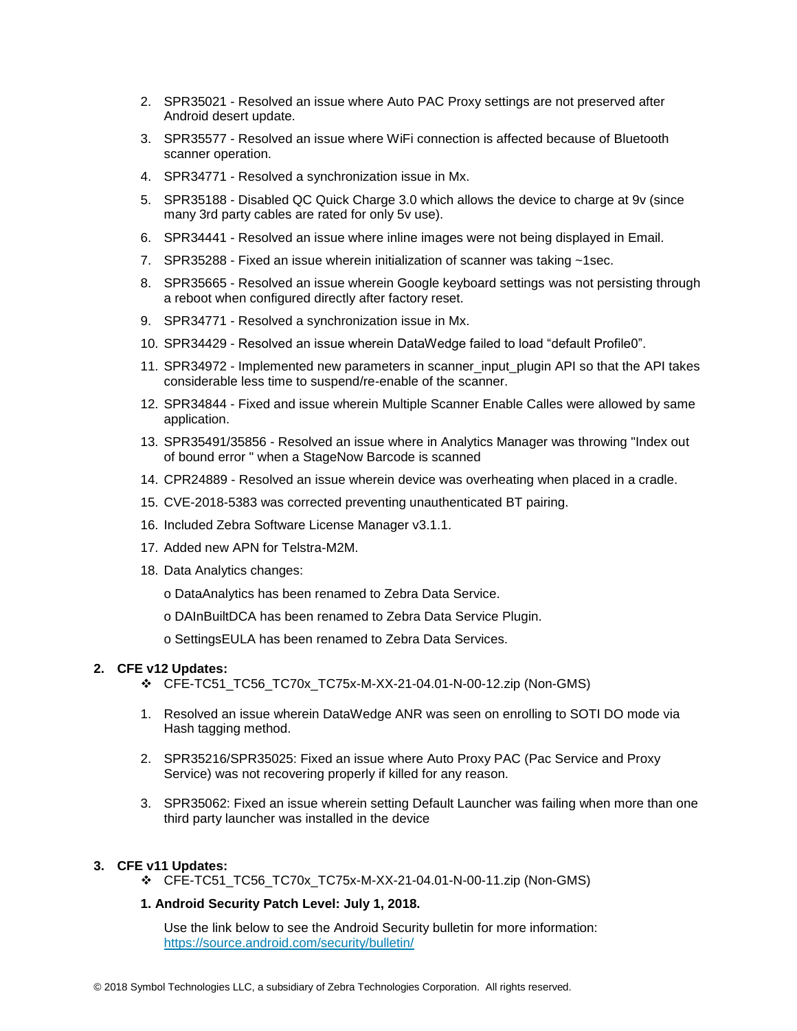2. SPR35021 - Resolved an issue where Auto PAC Proxy settings are not preserved after Android desert update.
3. SPR35577 - Resolved an issue where WiFi connection is affected because of Bluetooth scanner operation.
4. SPR34771 - Resolved a synchronization issue in Mx.
5. SPR35188 - Disabled QC Quick Charge 3.0 which allows the device to charge at 9v (since many 3rd party cables are rated for only 5v use).
6. SPR34441 - Resolved an issue where inline images were not being displayed in Email.
7. SPR35288 - Fixed an issue wherein initialization of scanner was taking ~1sec.
8. SPR35665 - Resolved an issue wherein Google keyboard settings was not persisting through a reboot when configured directly after factory reset.
9. SPR34771 - Resolved a synchronization issue in Mx.
10. SPR34429 - Resolved an issue wherein DataWedge failed to load “default Profile0”.
11. SPR34972 - Implemented new parameters in scanner_input_plugin API so that the API takes considerable less time to suspend/re-enable of the scanner.
12. SPR34844 - Fixed and issue wherein Multiple Scanner Enable Calles were allowed by same application.
13. SPR35491/35856 - Resolved an issue where in Analytics Manager was throwing "Index out of bound error " when a StageNow Barcode is scanned
14. CPR24889 - Resolved an issue wherein device was overheating when placed in a cradle.
15. CVE-2018-5383 was corrected preventing unauthenticated BT pairing.
16. Included Zebra Software License Manager v3.1.1.
17. Added new APN for Telstra-M2M.
18. Data Analytics changes:

    o DataAnalytics has been renamed to Zebra Data Service.

    o DAInBuiltDCA has been renamed to Zebra Data Service Plugin.

    o SettingsEULA has been renamed to Zebra Data Services.

**2. CFE v12 Updates:**

❖ CFE-TC51_TC56_TC70x_TC75x-M-XX-21-04.01-N-00-12.zip (Non-GMS)

1. Resolved an issue wherein DataWedge ANR was seen on enrolling to SOTI DO mode via Hash tagging method.
2. SPR35216/SPR35025: Fixed an issue where Auto Proxy PAC (Pac Service and Proxy Service) was not recovering properly if killed for any reason.
3. SPR35062: Fixed an issue wherein setting Default Launcher was failing when more than one third party launcher was installed in the device

**3. CFE v11 Updates:**

❖ CFE-TC51_TC56_TC70x_TC75x-M-XX-21-04.01-N-00-11.zip (Non-GMS)

**1. Android Security Patch Level: July 1, 2018.**

Use the link below to see the Android Security bulletin for more information: https://source.android.com/security/bulletin/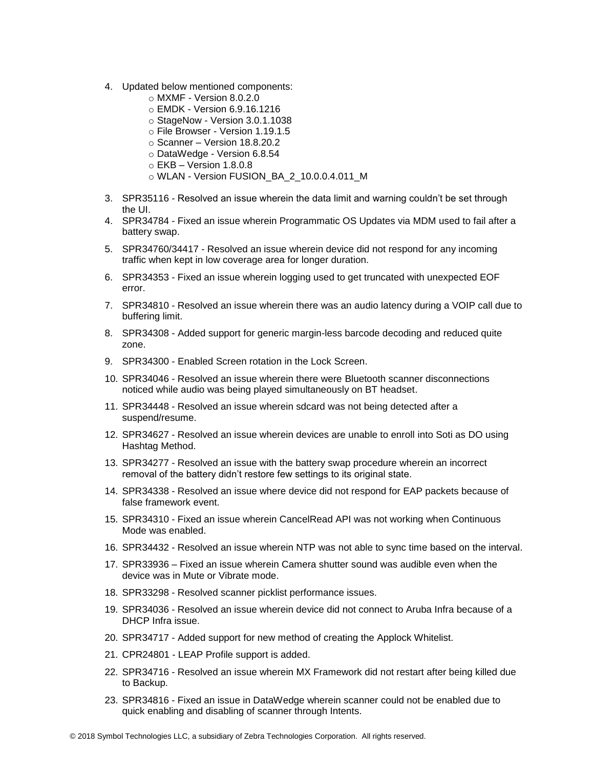4. Updated below mentioned components:
    - MXMF - Version 8.0.2.0
    - EMDK - Version 6.9.16.1216
    - StageNow - Version 3.0.1.1038
    - File Browser - Version 1.19.1.5
    - Scanner – Version 18.8.20.2
    - DataWedge - Version 6.8.54
    - EKB – Version 1.8.0.8
    - WLAN - Version FUSION_BA_2_10.0.0.4.011_M

3. SPR35116 - Resolved an issue wherein the data limit and warning couldn't be set through the UI.
4. SPR34784 - Fixed an issue wherein Programmatic OS Updates via MDM used to fail after a battery swap.
5. SPR34760/34417 - Resolved an issue wherein device did not respond for any incoming traffic when kept in low coverage area for longer duration.
6. SPR34353 - Fixed an issue wherein logging used to get truncated with unexpected EOF error.
7. SPR34810 - Resolved an issue wherein there was an audio latency during a VOIP call due to buffering limit.
8. SPR34308 - Added support for generic margin-less barcode decoding and reduced quite zone.
9. SPR34300 - Enabled Screen rotation in the Lock Screen.
10. SPR34046 - Resolved an issue wherein there were Bluetooth scanner disconnections noticed while audio was being played simultaneously on BT headset.
11. SPR34448 - Resolved an issue wherein sdcard was not being detected after a suspend/resume.
12. SPR34627 - Resolved an issue wherein devices are unable to enroll into Soti as DO using Hashtag Method.
13. SPR34277 - Resolved an issue with the battery swap procedure wherein an incorrect removal of the battery didn't restore few settings to its original state.
14. SPR34338 - Resolved an issue where device did not respond for EAP packets because of false framework event.
15. SPR34310 - Fixed an issue wherein CancelRead API was not working when Continuous Mode was enabled.
16. SPR34432 - Resolved an issue wherein NTP was not able to sync time based on the interval.
17. SPR33936 – Fixed an issue wherein Camera shutter sound was audible even when the device was in Mute or Vibrate mode.
18. SPR33298 - Resolved scanner picklist performance issues.
19. SPR34036 - Resolved an issue wherein device did not connect to Aruba Infra because of a DHCP Infra issue.
20. SPR34717 - Added support for new method of creating the Applock Whitelist.
21. CPR24801 - LEAP Profile support is added.
22. SPR34716 - Resolved an issue wherein MX Framework did not restart after being killed due to Backup.
23. SPR34816 - Fixed an issue in DataWedge wherein scanner could not be enabled due to quick enabling and disabling of scanner through Intents.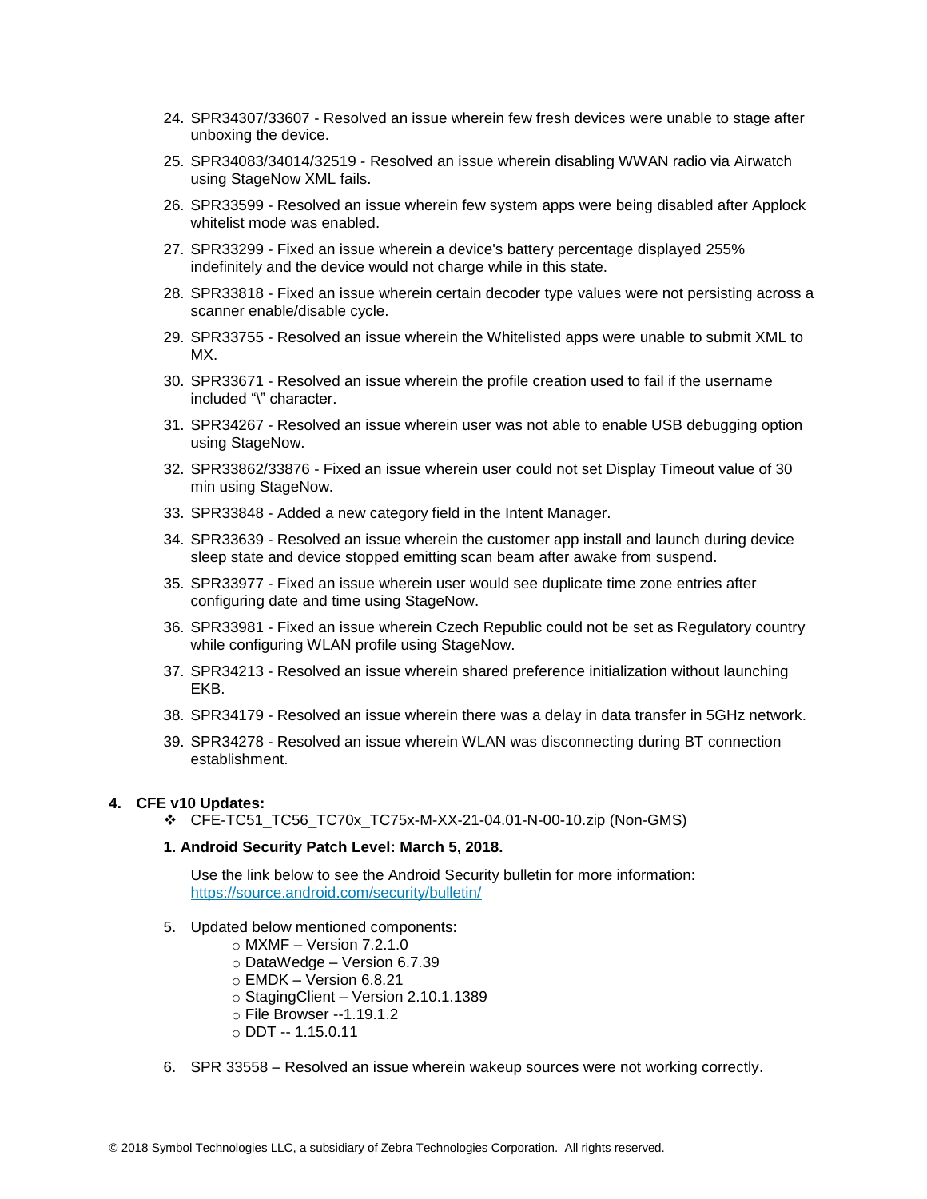24. SPR34307/33607 - Resolved an issue wherein few fresh devices were unable to stage after unboxing the device.
25. SPR34083/34014/32519 - Resolved an issue wherein disabling WWAN radio via Airwatch using StageNow XML fails.
26. SPR33599 - Resolved an issue wherein few system apps were being disabled after Applock whitelist mode was enabled.
27. SPR33299 - Fixed an issue wherein a device's battery percentage displayed 255% indefinitely and the device would not charge while in this state.
28. SPR33818 - Fixed an issue wherein certain decoder type values were not persisting across a scanner enable/disable cycle.
29. SPR33755 - Resolved an issue wherein the Whitelisted apps were unable to submit XML to MX.
30. SPR33671 - Resolved an issue wherein the profile creation used to fail if the username included "\" character.
31. SPR34267 - Resolved an issue wherein user was not able to enable USB debugging option using StageNow.
32. SPR33862/33876 - Fixed an issue wherein user could not set Display Timeout value of 30 min using StageNow.
33. SPR33848 - Added a new category field in the Intent Manager.
34. SPR33639 - Resolved an issue wherein the customer app install and launch during device sleep state and device stopped emitting scan beam after awake from suspend.
35. SPR33977 - Fixed an issue wherein user would see duplicate time zone entries after configuring date and time using StageNow.
36. SPR33981 - Fixed an issue wherein Czech Republic could not be set as Regulatory country while configuring WLAN profile using StageNow.
37. SPR34213 - Resolved an issue wherein shared preference initialization without launching EKB.
38. SPR34179 - Resolved an issue wherein there was a delay in data transfer in 5GHz network.
39. SPR34278 - Resolved an issue wherein WLAN was disconnecting during BT connection establishment.

## 4. CFE v10 Updates:

- CFE-TC51_TC56_TC70x_TC75x-M-XX-21-04.01-N-00-10.zip (Non-GMS)

**1. Android Security Patch Level: March 5, 2018.**

Use the link below to see the Android Security bulletin for more information: https://source.android.com/security/bulletin/

5. Updated below mentioned components:
   - MXMF – Version 7.2.1.0
   - DataWedge – Version 6.7.39
   - EMDK – Version 6.8.21
   - StagingClient – Version 2.10.1.1389
   - File Browser --1.19.1.2
   - DDT -- 1.15.0.11
6. SPR 33558 – Resolved an issue wherein wakeup sources were not working correctly.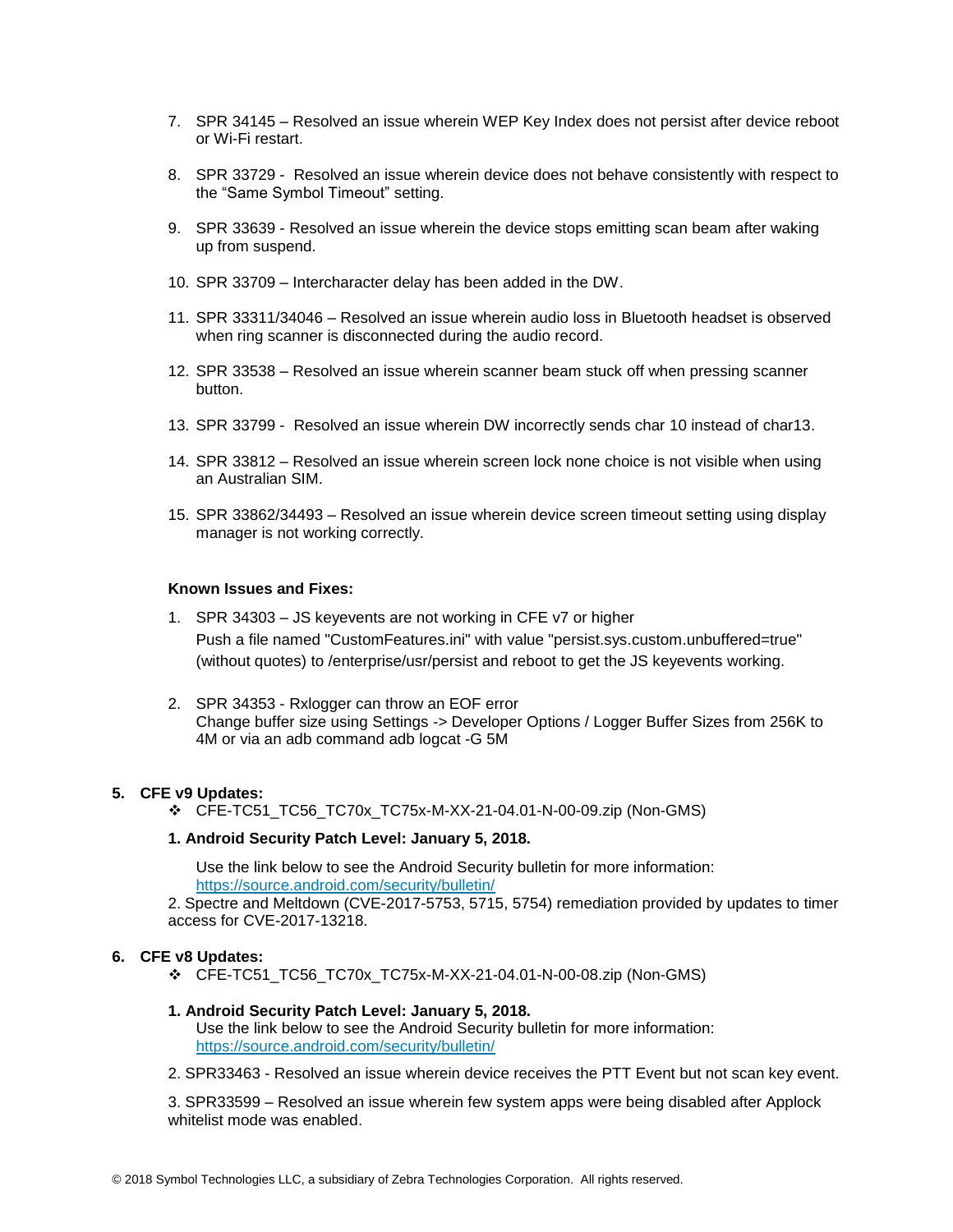7. SPR 34145 – Resolved an issue wherein WEP Key Index does not persist after device reboot or Wi-Fi restart.

8. SPR 33729 - Resolved an issue wherein device does not behave consistently with respect to the “Same Symbol Timeout” setting.

9. SPR 33639 - Resolved an issue wherein the device stops emitting scan beam after waking up from suspend.

10. SPR 33709 – Intercharacter delay has been added in the DW.

11. SPR 33311/34046 – Resolved an issue wherein audio loss in Bluetooth headset is observed when ring scanner is disconnected during the audio record.

12. SPR 33538 – Resolved an issue wherein scanner beam stuck off when pressing scanner button.

13. SPR 33799 - Resolved an issue wherein DW incorrectly sends char 10 instead of char13.

14. SPR 33812 – Resolved an issue wherein screen lock none choice is not visible when using an Australian SIM.

15. SPR 33862/34493 – Resolved an issue wherein device screen timeout setting using display manager is not working correctly.

**Known Issues and Fixes:**

1. SPR 34303 – JS keyevents are not working in CFE v7 or higher
   Push a file named "CustomFeatures.ini" with value "persist.sys.custom.unbuffered=true" (without quotes) to /enterprise/usr/persist and reboot to get the JS keyevents working.

2. SPR 34353 - Rxlogger can throw an EOF error
   Change buffer size using Settings -> Developer Options / Logger Buffer Sizes from 256K to 4M or via an adb command adb logcat -G 5M

## 5. CFE v9 Updates:

- ❖ CFE-TC51_TC56_TC70x_TC75x-M-XX-21-04.01-N-00-09.zip (Non-GMS)

**1. Android Security Patch Level: January 5, 2018.**

Use the link below to see the Android Security bulletin for more information:
https://source.android.com/security/bulletin/

2. Spectre and Meltdown (CVE-2017-5753, 5715, 5754) remediation provided by updates to timer access for CVE-2017-13218.

## 6. CFE v8 Updates:

- ❖ CFE-TC51_TC56_TC70x_TC75x-M-XX-21-04.01-N-00-08.zip (Non-GMS)

**1. Android Security Patch Level: January 5, 2018.**

Use the link below to see the Android Security bulletin for more information:
https://source.android.com/security/bulletin/

2. SPR33463 - Resolved an issue wherein device receives the PTT Event but not scan key event.

3. SPR33599 – Resolved an issue wherein few system apps were being disabled after Applock whitelist mode was enabled.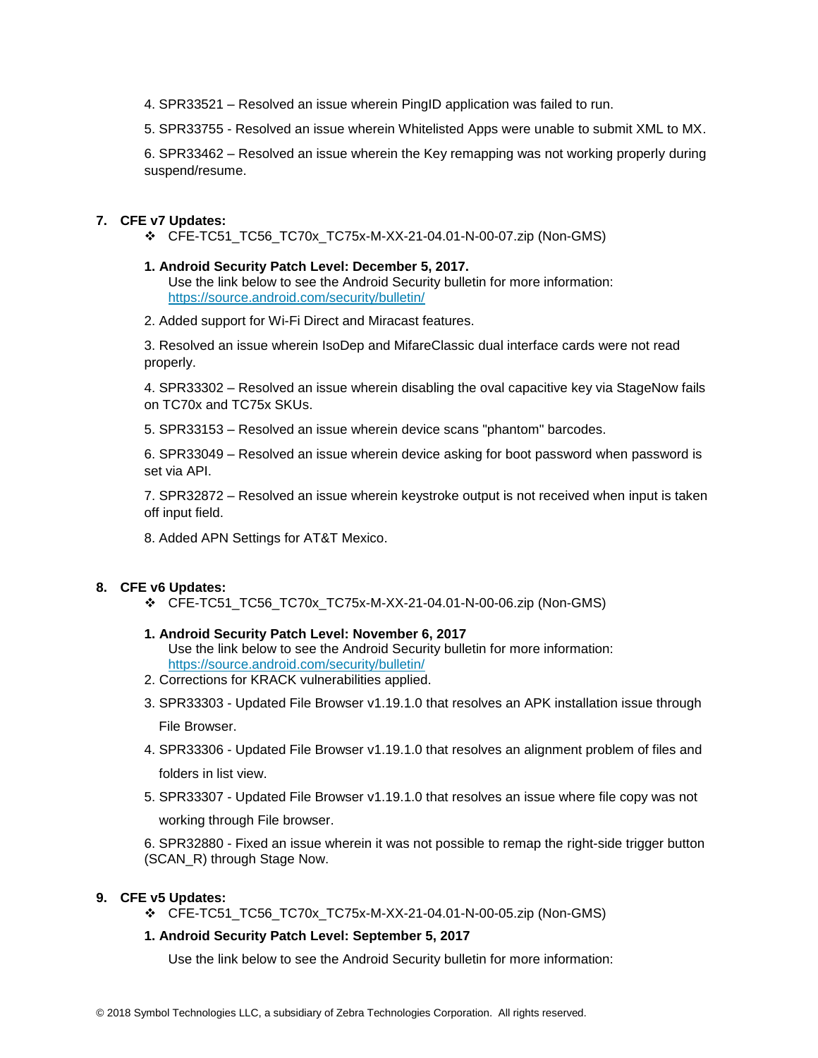4. SPR33521 – Resolved an issue wherein PingID application was failed to run.

5. SPR33755 - Resolved an issue wherein Whitelisted Apps were unable to submit XML to MX.

6. SPR33462 – Resolved an issue wherein the Key remapping was not working properly during suspend/resume.

7. **CFE v7 Updates:**
   - ❖ CFE-TC51_TC56_TC70x_TC75x-M-XX-21-04.01-N-00-07.zip (Non-GMS)

   **1. Android Security Patch Level: December 5, 2017.**
   Use the link below to see the Android Security bulletin for more information: https://source.android.com/security/bulletin/

   2. Added support for Wi-Fi Direct and Miracast features.

   3. Resolved an issue wherein IsoDep and MifareClassic dual interface cards were not read properly.

   4. SPR33302 – Resolved an issue wherein disabling the oval capacitive key via StageNow fails on TC70x and TC75x SKUs.

   5. SPR33153 – Resolved an issue wherein device scans "phantom" barcodes.

   6. SPR33049 – Resolved an issue wherein device asking for boot password when password is set via API.

   7. SPR32872 – Resolved an issue wherein keystroke output is not received when input is taken off input field.

   8. Added APN Settings for AT&T Mexico.

8. **CFE v6 Updates:**
   - ❖ CFE-TC51_TC56_TC70x_TC75x-M-XX-21-04.01-N-00-06.zip (Non-GMS)

   **1. Android Security Patch Level: November 6, 2017**
   Use the link below to see the Android Security bulletin for more information: https://source.android.com/security/bulletin/

   2. Corrections for KRACK vulnerabilities applied.

   3. SPR33303 - Updated File Browser v1.19.1.0 that resolves an APK installation issue through File Browser.

   4. SPR33306 - Updated File Browser v1.19.1.0 that resolves an alignment problem of files and folders in list view.

   5. SPR33307 - Updated File Browser v1.19.1.0 that resolves an issue where file copy was not working through File browser.

   6. SPR32880 - Fixed an issue wherein it was not possible to remap the right-side trigger button (SCAN_R) through Stage Now.

9. **CFE v5 Updates:**
   - ❖ CFE-TC51_TC56_TC70x_TC75x-M-XX-21-04.01-N-00-05.zip (Non-GMS)

   **1. Android Security Patch Level: September 5, 2017**

   Use the link below to see the Android Security bulletin for more information: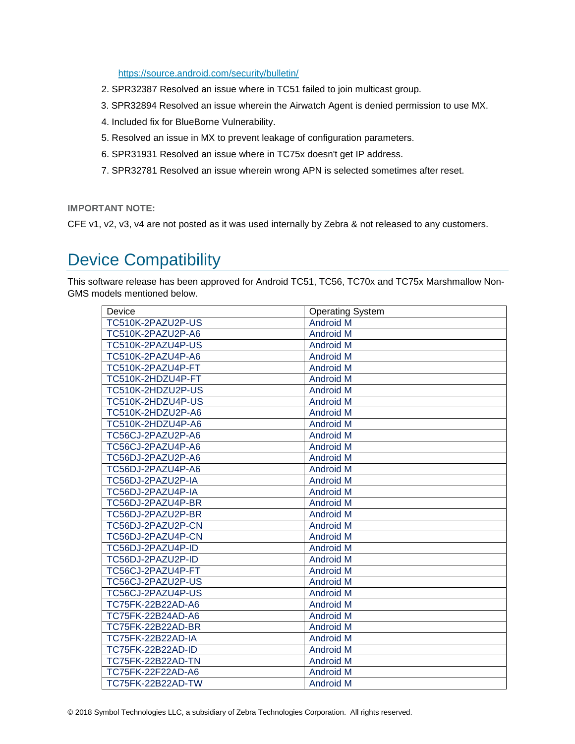https://source.android.com/security/bulletin/

2. SPR32387 Resolved an issue where in TC51 failed to join multicast group.
3. SPR32894 Resolved an issue wherein the Airwatch Agent is denied permission to use MX.
4. Included fix for BlueBorne Vulnerability.
5. Resolved an issue in MX to prevent leakage of configuration parameters.
6. SPR31931 Resolved an issue where in TC75x doesn't get IP address.
7. SPR32781 Resolved an issue wherein wrong APN is selected sometimes after reset.

**IMPORTANT NOTE:**

CFE v1, v2, v3, v4 are not posted as it was used internally by Zebra & not released to any customers.

# Device Compatibility

This software release has been approved for Android TC51, TC56, TC70x and TC75x Marshmallow Non-GMS models mentioned below.

| Device | Operating System |
|---|---|
| TC510K-2PAZU2P-US | Android M |
| TC510K-2PAZU2P-A6 | Android M |
| TC510K-2PAZU4P-US | Android M |
| TC510K-2PAZU4P-A6 | Android M |
| TC510K-2PAZU4P-FT | Android M |
| TC510K-2HDZU4P-FT | Android M |
| TC510K-2HDZU2P-US | Android M |
| TC510K-2HDZU4P-US | Android M |
| TC510K-2HDZU2P-A6 | Android M |
| TC510K-2HDZU4P-A6 | Android M |
| TC56CJ-2PAZU2P-A6 | Android M |
| TC56CJ-2PAZU4P-A6 | Android M |
| TC56DJ-2PAZU2P-A6 | Android M |
| TC56DJ-2PAZU4P-A6 | Android M |
| TC56DJ-2PAZU2P-IA | Android M |
| TC56DJ-2PAZU4P-IA | Android M |
| TC56DJ-2PAZU4P-BR | Android M |
| TC56DJ-2PAZU2P-BR | Android M |
| TC56DJ-2PAZU2P-CN | Android M |
| TC56DJ-2PAZU4P-CN | Android M |
| TC56DJ-2PAZU4P-ID | Android M |
| TC56DJ-2PAZU2P-ID | Android M |
| TC56CJ-2PAZU4P-FT | Android M |
| TC56CJ-2PAZU2P-US | Android M |
| TC56CJ-2PAZU4P-US | Android M |
| TC75FK-22B22AD-A6 | Android M |
| TC75FK-22B24AD-A6 | Android M |
| TC75FK-22B22AD-BR | Android M |
| TC75FK-22B22AD-IA | Android M |
| TC75FK-22B22AD-ID | Android M |
| TC75FK-22B22AD-TN | Android M |
| TC75FK-22F22AD-A6 | Android M |
| TC75FK-22B22AD-TW | Android M |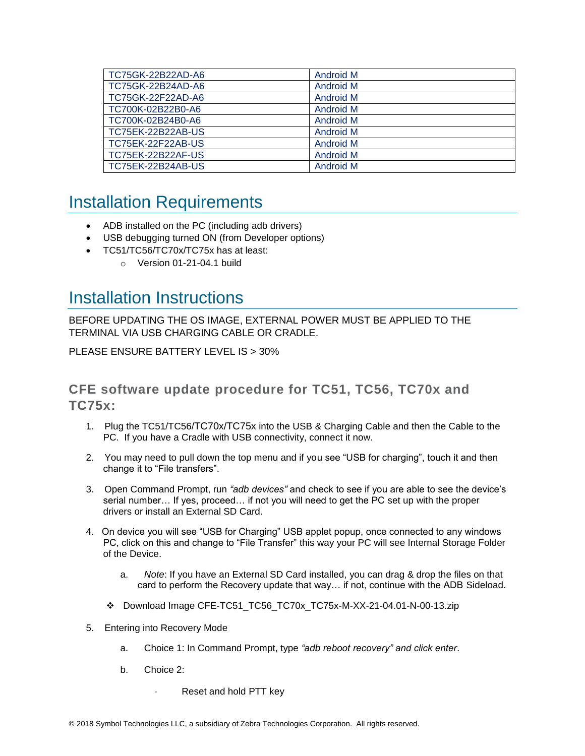| TC75GK-22B22AD-A6 | Android M |
|---|---|
| TC75GK-22B24AD-A6 | Android M |
| TC75GK-22F22AD-A6 | Android M |
| TC700K-02B22B0-A6 | Android M |
| TC700K-02B24B0-A6 | Android M |
| TC75EK-22B22AB-US | Android M |
| TC75EK-22F22AB-US | Android M |
| TC75EK-22B22AF-US | Android M |
| TC75EK-22B24AB-US | Android M |

# Installation Requirements

- ADB installed on the PC (including adb drivers)
- USB debugging turned ON (from Developer options)
- TC51/TC56/TC70x/TC75x has at least:
  - Version 01-21-04.1 build

# Installation Instructions

BEFORE UPDATING THE OS IMAGE, EXTERNAL POWER MUST BE APPLIED TO THE TERMINAL VIA USB CHARGING CABLE OR CRADLE.

PLEASE ENSURE BATTERY LEVEL IS > 30%

## CFE software update procedure for TC51, TC56, TC70x and TC75x:

1. Plug the TC51/TC56/TC70x/TC75x into the USB & Charging Cable and then the Cable to the PC. If you have a Cradle with USB connectivity, connect it now.

2. You may need to pull down the top menu and if you see "USB for charging", touch it and then change it to "File transfers".

3. Open Command Prompt, run *"adb devices"* and check to see if you are able to see the device's serial number… If yes, proceed… if not you will need to get the PC set up with the proper drivers or install an External SD Card.

4. On device you will see "USB for Charging" USB applet popup, once connected to any windows PC, click on this and change to "File Transfer" this way your PC will see Internal Storage Folder of the Device.

   a. *Note*: If you have an External SD Card installed, you can drag & drop the files on that card to perform the Recovery update that way… if not, continue with the ADB Sideload.

   ❖ Download Image CFE-TC51_TC56_TC70x_TC75x-M-XX-21-04.01-N-00-13.zip

5. Entering into Recovery Mode

   a. Choice 1: In Command Prompt, type *"adb reboot recovery" and click enter*.

   b. Choice 2:

      - Reset and hold PTT key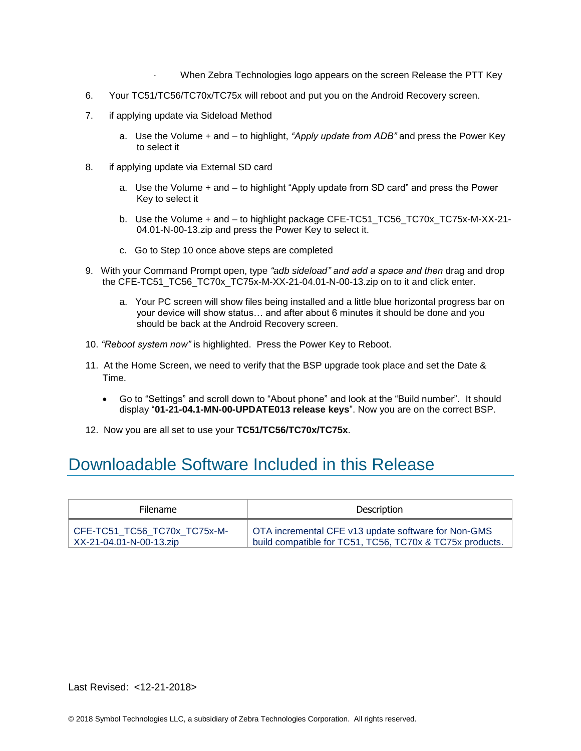- When Zebra Technologies logo appears on the screen Release the PTT Key

6. Your TC51/TC56/TC70x/TC75x will reboot and put you on the Android Recovery screen.

7. if applying update via Sideload Method

   a. Use the Volume + and – to highlight, *"Apply update from ADB"* and press the Power Key to select it

8. if applying update via External SD card

   a. Use the Volume + and – to highlight "Apply update from SD card" and press the Power Key to select it

   b. Use the Volume + and – to highlight package CFE-TC51_TC56_TC70x_TC75x-M-XX-21-04.01-N-00-13.zip and press the Power Key to select it.

   c. Go to Step 10 once above steps are completed

9. With your Command Prompt open, type *"adb sideload" and add a space and then* drag and drop the CFE-TC51_TC56_TC70x_TC75x-M-XX-21-04.01-N-00-13.zip on to it and click enter.

   a. Your PC screen will show files being installed and a little blue horizontal progress bar on your device will show status… and after about 6 minutes it should be done and you should be back at the Android Recovery screen.

10. *"Reboot system now"* is highlighted. Press the Power Key to Reboot.

11. At the Home Screen, we need to verify that the BSP upgrade took place and set the Date & Time.

    - Go to "Settings" and scroll down to "About phone" and look at the "Build number". It should display "**01-21-04.1-MN-00-UPDATE013 release keys**". Now you are on the correct BSP.

12. Now you are all set to use your **TC51/TC56/TC70x/TC75x**.

## Downloadable Software Included in this Release

| Filename | Description |
|---|---|
| CFE-TC51_TC56_TC70x_TC75x-M-XX-21-04.01-N-00-13.zip | OTA incremental CFE v13 update software for Non-GMS build compatible for TC51, TC56, TC70x & TC75x products. |

Last Revised: <12-21-2018>

© 2018 Symbol Technologies LLC, a subsidiary of Zebra Technologies Corporation. All rights reserved.